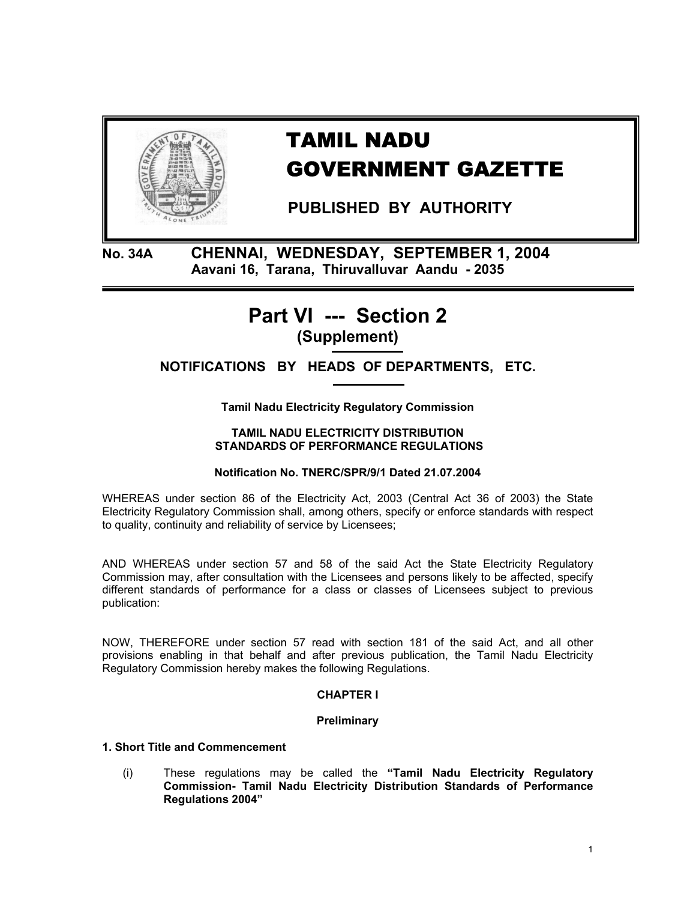# TAMIL NADU GOVERNMENT GAZETTE

**PUBLISHED BY AUTHORITY**

**No. 34A CHENNAI, WEDNESDAY, SEPTEMBER 1, 2004**
**Aavani 16, Tarana, Thiruvalluvar Aandu - 2035**

## Part VI --- Section 2
**(Supplement)**

### NOTIFICATIONS BY HEADS OF DEPARTMENTS, ETC.

**Tamil Nadu Electricity Regulatory Commission**

**TAMIL NADU ELECTRICITY DISTRIBUTION STANDARDS OF PERFORMANCE REGULATIONS**

**Notification No. TNERC/SPR/9/1 Dated 21.07.2004**

WHEREAS under section 86 of the Electricity Act, 2003 (Central Act 36 of 2003) the State Electricity Regulatory Commission shall, among others, specify or enforce standards with respect to quality, continuity and reliability of service by Licensees;

AND WHEREAS under section 57 and 58 of the said Act the State Electricity Regulatory Commission may, after consultation with the Licensees and persons likely to be affected, specify different standards of performance for a class or classes of Licensees subject to previous publication:

NOW, THEREFORE under section 57 read with section 181 of the said Act, and all other provisions enabling in that behalf and after previous publication, the Tamil Nadu Electricity Regulatory Commission hereby makes the following Regulations.

**CHAPTER I**

**Preliminary**

**1. Short Title and Commencement**

(i) These regulations may be called the **"Tamil Nadu Electricity Regulatory Commission- Tamil Nadu Electricity Distribution Standards of Performance Regulations 2004"**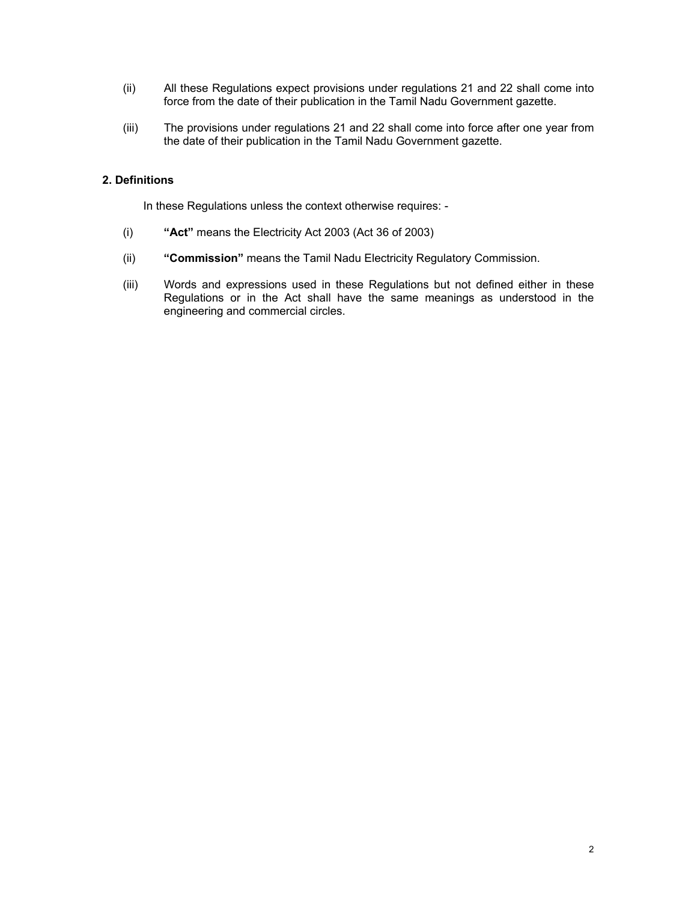(ii) All these Regulations expect provisions under regulations 21 and 22 shall come into force from the date of their publication in the Tamil Nadu Government gazette.

(iii) The provisions under regulations 21 and 22 shall come into force after one year from the date of their publication in the Tamil Nadu Government gazette.

**2. Definitions**

In these Regulations unless the context otherwise requires: -

(i) **"Act"** means the Electricity Act 2003 (Act 36 of 2003)

(ii) **"Commission"** means the Tamil Nadu Electricity Regulatory Commission.

(iii) Words and expressions used in these Regulations but not defined either in these Regulations or in the Act shall have the same meanings as understood in the engineering and commercial circles.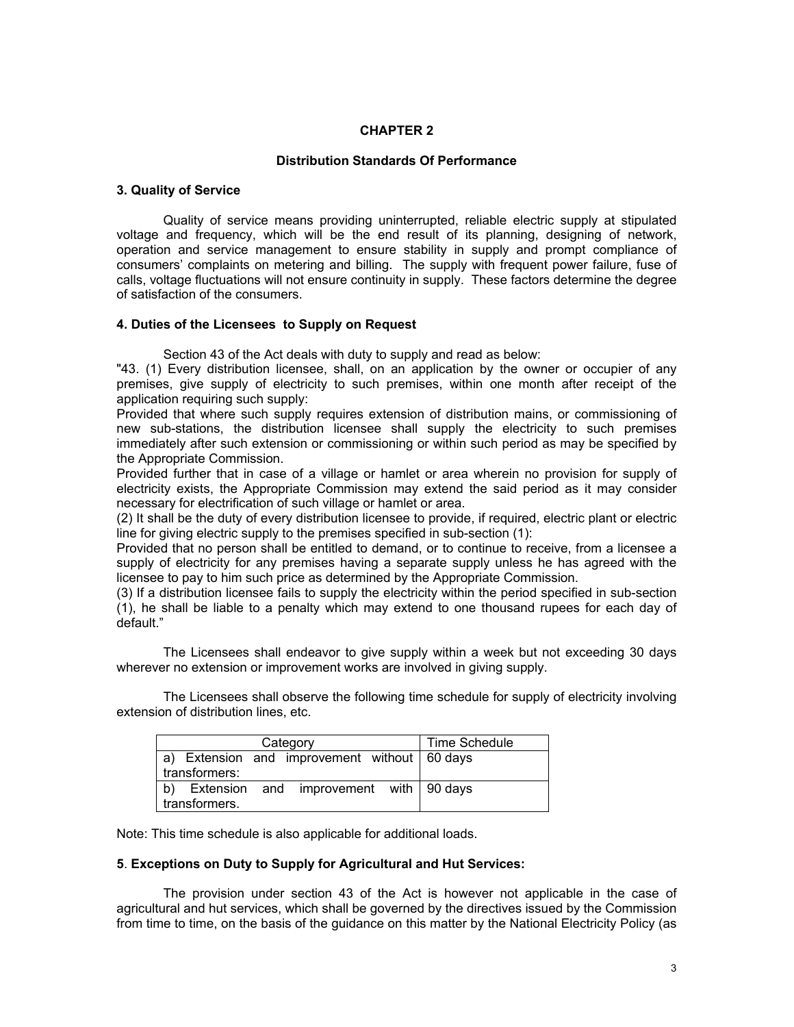# CHAPTER 2

## Distribution Standards Of Performance

### 3. Quality of Service

Quality of service means providing uninterrupted, reliable electric supply at stipulated voltage and frequency, which will be the end result of its planning, designing of network, operation and service management to ensure stability in supply and prompt compliance of consumers' complaints on metering and billing. The supply with frequent power failure, fuse of calls, voltage fluctuations will not ensure continuity in supply. These factors determine the degree of satisfaction of the consumers.

### 4. Duties of the Licensees to Supply on Request

Section 43 of the Act deals with duty to supply and read as below:

"43. (1) Every distribution licensee, shall, on an application by the owner or occupier of any premises, give supply of electricity to such premises, within one month after receipt of the application requiring such supply:

Provided that where such supply requires extension of distribution mains, or commissioning of new sub-stations, the distribution licensee shall supply the electricity to such premises immediately after such extension or commissioning or within such period as may be specified by the Appropriate Commission.

Provided further that in case of a village or hamlet or area wherein no provision for supply of electricity exists, the Appropriate Commission may extend the said period as it may consider necessary for electrification of such village or hamlet or area.

(2) It shall be the duty of every distribution licensee to provide, if required, electric plant or electric line for giving electric supply to the premises specified in sub-section (1):

Provided that no person shall be entitled to demand, or to continue to receive, from a licensee a supply of electricity for any premises having a separate supply unless he has agreed with the licensee to pay to him such price as determined by the Appropriate Commission.

(3) If a distribution licensee fails to supply the electricity within the period specified in sub-section (1), he shall be liable to a penalty which may extend to one thousand rupees for each day of default."

The Licensees shall endeavor to give supply within a week but not exceeding 30 days wherever no extension or improvement works are involved in giving supply.

The Licensees shall observe the following time schedule for supply of electricity involving extension of distribution lines, etc.

| Category | Time Schedule |
|---|---|
| a) Extension and improvement without transformers: | 60 days |
| b) Extension and improvement with transformers. | 90 days |

Note: This time schedule is also applicable for additional loads.

### 5. Exceptions on Duty to Supply for Agricultural and Hut Services:

The provision under section 43 of the Act is however not applicable in the case of agricultural and hut services, which shall be governed by the directives issued by the Commission from time to time, on the basis of the guidance on this matter by the National Electricity Policy (as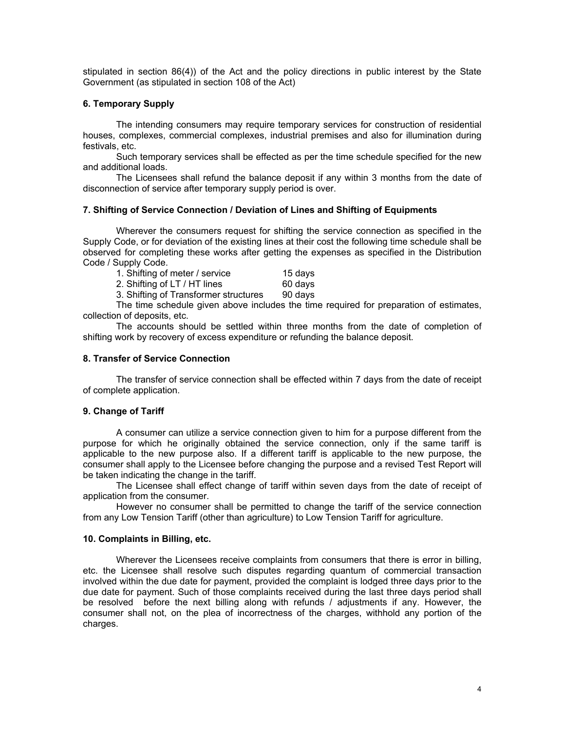stipulated in section 86(4)) of the Act and the policy directions in public interest by the State Government (as stipulated in section 108 of the Act)

### 6. Temporary Supply

The intending consumers may require temporary services for construction of residential houses, complexes, commercial complexes, industrial premises and also for illumination during festivals, etc.

Such temporary services shall be effected as per the time schedule specified for the new and additional loads.

The Licensees shall refund the balance deposit if any within 3 months from the date of disconnection of service after temporary supply period is over.

### 7. Shifting of Service Connection / Deviation of Lines and Shifting of Equipments

Wherever the consumers request for shifting the service connection as specified in the Supply Code, or for deviation of the existing lines at their cost the following time schedule shall be observed for completing these works after getting the expenses as specified in the Distribution Code / Supply Code.

| | |
|---|---|
| 1. Shifting of meter / service | 15 days |
| 2. Shifting of LT / HT lines | 60 days |
| 3. Shifting of Transformer structures | 90 days |

The time schedule given above includes the time required for preparation of estimates, collection of deposits, etc.

The accounts should be settled within three months from the date of completion of shifting work by recovery of excess expenditure or refunding the balance deposit.

### 8. Transfer of Service Connection

The transfer of service connection shall be effected within 7 days from the date of receipt of complete application.

### 9. Change of Tariff

A consumer can utilize a service connection given to him for a purpose different from the purpose for which he originally obtained the service connection, only if the same tariff is applicable to the new purpose also. If a different tariff is applicable to the new purpose, the consumer shall apply to the Licensee before changing the purpose and a revised Test Report will be taken indicating the change in the tariff.

The Licensee shall effect change of tariff within seven days from the date of receipt of application from the consumer.

However no consumer shall be permitted to change the tariff of the service connection from any Low Tension Tariff (other than agriculture) to Low Tension Tariff for agriculture.

### 10. Complaints in Billing, etc.

Wherever the Licensees receive complaints from consumers that there is error in billing, etc. the Licensee shall resolve such disputes regarding quantum of commercial transaction involved within the due date for payment, provided the complaint is lodged three days prior to the due date for payment. Such of those complaints received during the last three days period shall be resolved before the next billing along with refunds / adjustments if any. However, the consumer shall not, on the plea of incorrectness of the charges, withhold any portion of the charges.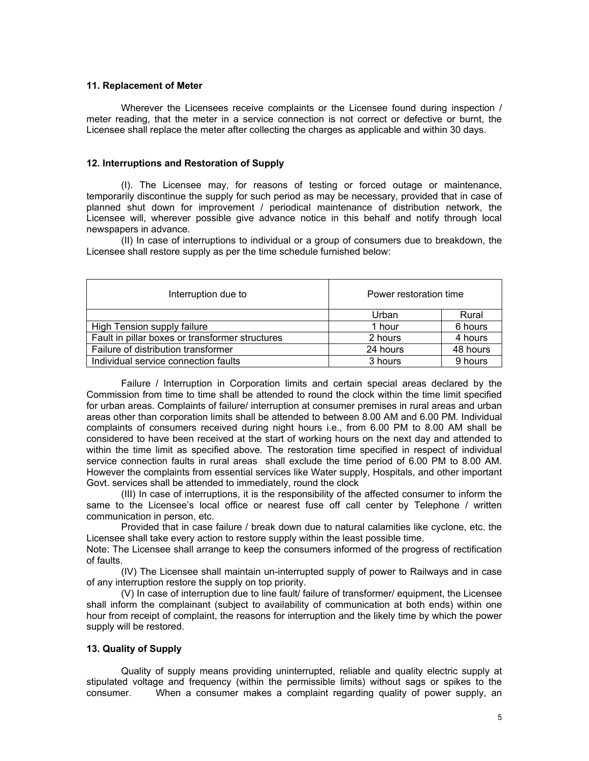### 11. Replacement of Meter

Wherever the Licensees receive complaints or the Licensee found during inspection / meter reading, that the meter in a service connection is not correct or defective or burnt, the Licensee shall replace the meter after collecting the charges as applicable and within 30 days.

### 12. Interruptions and Restoration of Supply

(I). The Licensee may, for reasons of testing or forced outage or maintenance, temporarily discontinue the supply for such period as may be necessary, provided that in case of planned shut down for improvement / periodical maintenance of distribution network, the Licensee will, wherever possible give advance notice in this behalf and notify through local newspapers in advance.

(II) In case of interruptions to individual or a group of consumers due to breakdown, the Licensee shall restore supply as per the time schedule furnished below:

| Interruption due to | Power restoration time | |
|---|---|---|
| | Urban | Rural |
| High Tension supply failure | 1 hour | 6 hours |
| Fault in pillar boxes or transformer structures | 2 hours | 4 hours |
| Failure of distribution transformer | 24 hours | 48 hours |
| Individual service connection faults | 3 hours | 9 hours |

Failure / Interruption in Corporation limits and certain special areas declared by the Commission from time to time shall be attended to round the clock within the time limit specified for urban areas. Complaints of failure/ interruption at consumer premises in rural areas and urban areas other than corporation limits shall be attended to between 8.00 AM and 6.00 PM. Individual complaints of consumers received during night hours i.e., from 6.00 PM to 8.00 AM shall be considered to have been received at the start of working hours on the next day and attended to within the time limit as specified above. The restoration time specified in respect of individual service connection faults in rural areas shall exclude the time period of 6.00 PM to 8.00 AM. However the complaints from essential services like Water supply, Hospitals, and other important Govt. services shall be attended to immediately, round the clock

(III) In case of interruptions, it is the responsibility of the affected consumer to inform the same to the Licensee's local office or nearest fuse off call center by Telephone / written communication in person, etc.

Provided that in case failure / break down due to natural calamities like cyclone, etc. the Licensee shall take every action to restore supply within the least possible time.

Note: The Licensee shall arrange to keep the consumers informed of the progress of rectification of faults.

(IV) The Licensee shall maintain un-interrupted supply of power to Railways and in case of any interruption restore the supply on top priority.

(V) In case of interruption due to line fault/ failure of transformer/ equipment, the Licensee shall inform the complainant (subject to availability of communication at both ends) within one hour from receipt of complaint, the reasons for interruption and the likely time by which the power supply will be restored.

### 13. Quality of Supply

Quality of supply means providing uninterrupted, reliable and quality electric supply at stipulated voltage and frequency (within the permissible limits) without sags or spikes to the consumer. When a consumer makes a complaint regarding quality of power supply, an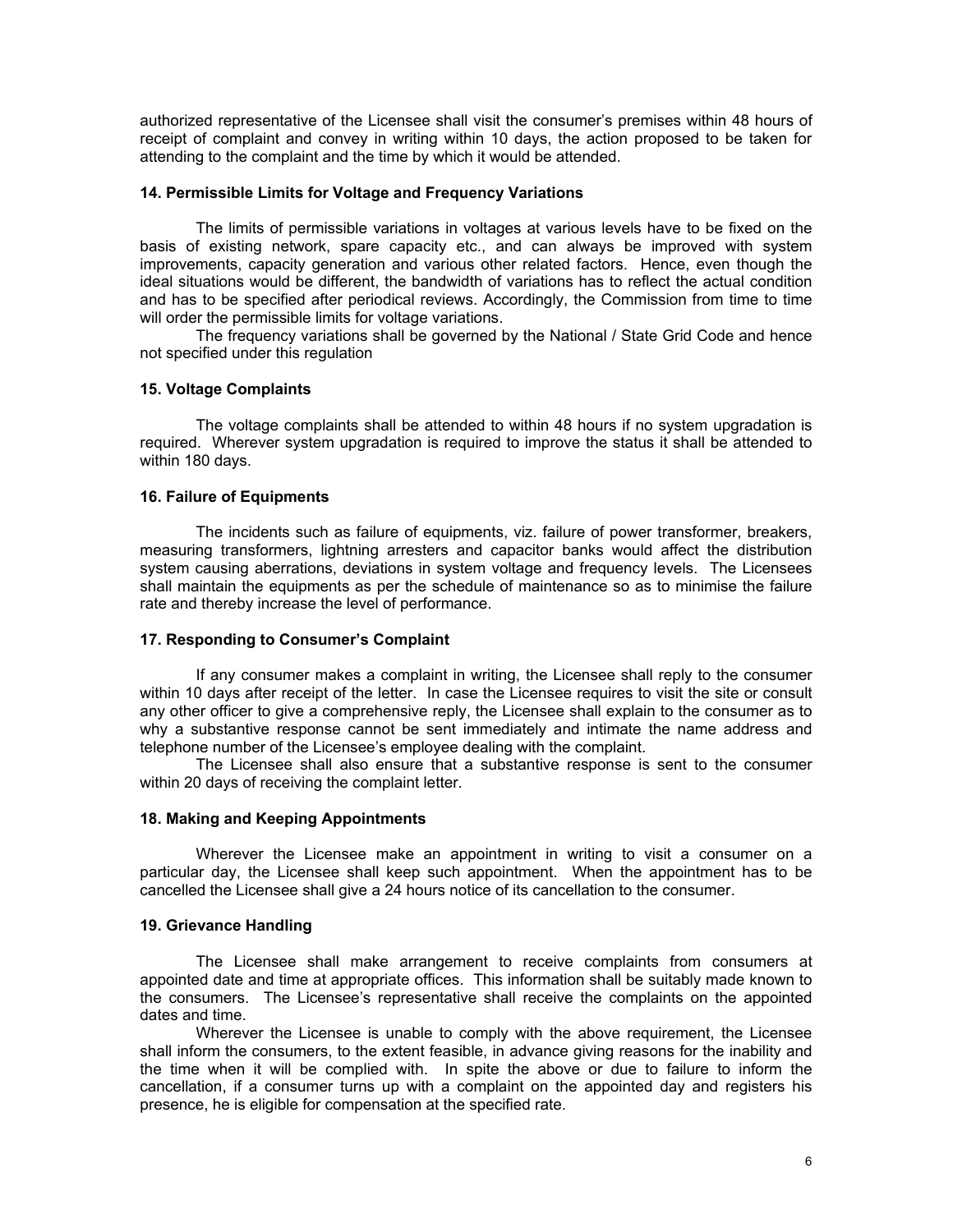authorized representative of the Licensee shall visit the consumer's premises within 48 hours of receipt of complaint and convey in writing within 10 days, the action proposed to be taken for attending to the complaint and the time by which it would be attended.

### 14. Permissible Limits for Voltage and Frequency Variations

The limits of permissible variations in voltages at various levels have to be fixed on the basis of existing network, spare capacity etc., and can always be improved with system improvements, capacity generation and various other related factors. Hence, even though the ideal situations would be different, the bandwidth of variations has to reflect the actual condition and has to be specified after periodical reviews. Accordingly, the Commission from time to time will order the permissible limits for voltage variations.

The frequency variations shall be governed by the National / State Grid Code and hence not specified under this regulation

### 15. Voltage Complaints

The voltage complaints shall be attended to within 48 hours if no system upgradation is required. Wherever system upgradation is required to improve the status it shall be attended to within 180 days.

### 16. Failure of Equipments

The incidents such as failure of equipments, viz. failure of power transformer, breakers, measuring transformers, lightning arresters and capacitor banks would affect the distribution system causing aberrations, deviations in system voltage and frequency levels. The Licensees shall maintain the equipments as per the schedule of maintenance so as to minimise the failure rate and thereby increase the level of performance.

### 17. Responding to Consumer's Complaint

If any consumer makes a complaint in writing, the Licensee shall reply to the consumer within 10 days after receipt of the letter. In case the Licensee requires to visit the site or consult any other officer to give a comprehensive reply, the Licensee shall explain to the consumer as to why a substantive response cannot be sent immediately and intimate the name address and telephone number of the Licensee's employee dealing with the complaint.

The Licensee shall also ensure that a substantive response is sent to the consumer within 20 days of receiving the complaint letter.

### 18. Making and Keeping Appointments

Wherever the Licensee make an appointment in writing to visit a consumer on a particular day, the Licensee shall keep such appointment. When the appointment has to be cancelled the Licensee shall give a 24 hours notice of its cancellation to the consumer.

### 19. Grievance Handling

The Licensee shall make arrangement to receive complaints from consumers at appointed date and time at appropriate offices. This information shall be suitably made known to the consumers. The Licensee's representative shall receive the complaints on the appointed dates and time.

Wherever the Licensee is unable to comply with the above requirement, the Licensee shall inform the consumers, to the extent feasible, in advance giving reasons for the inability and the time when it will be complied with. In spite the above or due to failure to inform the cancellation, if a consumer turns up with a complaint on the appointed day and registers his presence, he is eligible for compensation at the specified rate.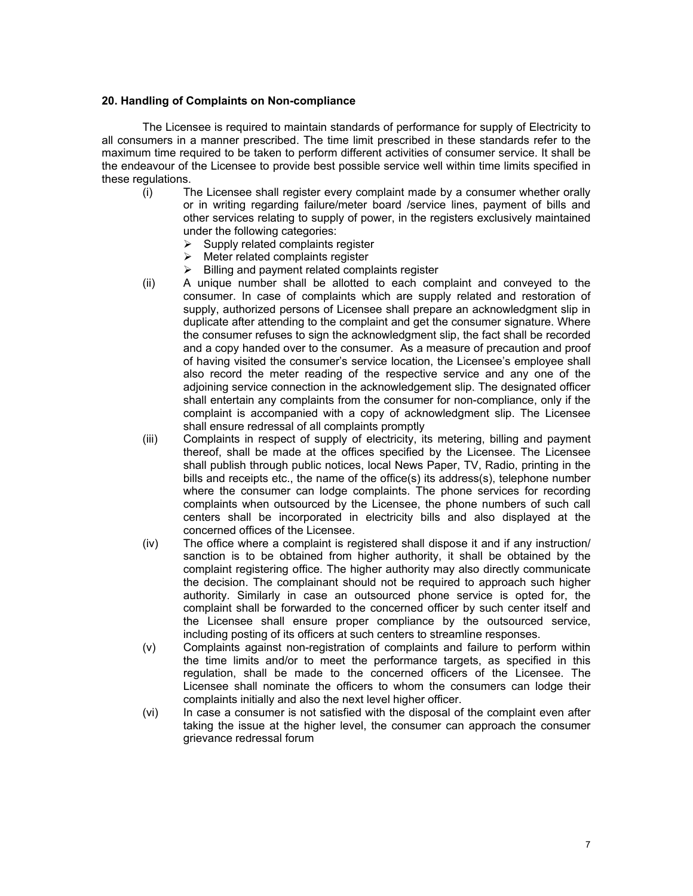#### 20. Handling of Complaints on Non-compliance

The Licensee is required to maintain standards of performance for supply of Electricity to all consumers in a manner prescribed. The time limit prescribed in these standards refer to the maximum time required to be taken to perform different activities of consumer service. It shall be the endeavour of the Licensee to provide best possible service well within time limits specified in these regulations.

(i) The Licensee shall register every complaint made by a consumer whether orally or in writing regarding failure/meter board /service lines, payment of bills and other services relating to supply of power, in the registers exclusively maintained under the following categories:
   - Supply related complaints register
   - Meter related complaints register
   - Billing and payment related complaints register

(ii) A unique number shall be allotted to each complaint and conveyed to the consumer. In case of complaints which are supply related and restoration of supply, authorized persons of Licensee shall prepare an acknowledgment slip in duplicate after attending to the complaint and get the consumer signature. Where the consumer refuses to sign the acknowledgment slip, the fact shall be recorded and a copy handed over to the consumer. As a measure of precaution and proof of having visited the consumer's service location, the Licensee's employee shall also record the meter reading of the respective service and any one of the adjoining service connection in the acknowledgement slip. The designated officer shall entertain any complaints from the consumer for non-compliance, only if the complaint is accompanied with a copy of acknowledgment slip. The Licensee shall ensure redressal of all complaints promptly

(iii) Complaints in respect of supply of electricity, its metering, billing and payment thereof, shall be made at the offices specified by the Licensee. The Licensee shall publish through public notices, local News Paper, TV, Radio, printing in the bills and receipts etc., the name of the office(s) its address(s), telephone number where the consumer can lodge complaints. The phone services for recording complaints when outsourced by the Licensee, the phone numbers of such call centers shall be incorporated in electricity bills and also displayed at the concerned offices of the Licensee.

(iv) The office where a complaint is registered shall dispose it and if any instruction/ sanction is to be obtained from higher authority, it shall be obtained by the complaint registering office. The higher authority may also directly communicate the decision. The complainant should not be required to approach such higher authority. Similarly in case an outsourced phone service is opted for, the complaint shall be forwarded to the concerned officer by such center itself and the Licensee shall ensure proper compliance by the outsourced service, including posting of its officers at such centers to streamline responses.

(v) Complaints against non-registration of complaints and failure to perform within the time limits and/or to meet the performance targets, as specified in this regulation, shall be made to the concerned officers of the Licensee. The Licensee shall nominate the officers to whom the consumers can lodge their complaints initially and also the next level higher officer.

(vi) In case a consumer is not satisfied with the disposal of the complaint even after taking the issue at the higher level, the consumer can approach the consumer grievance redressal forum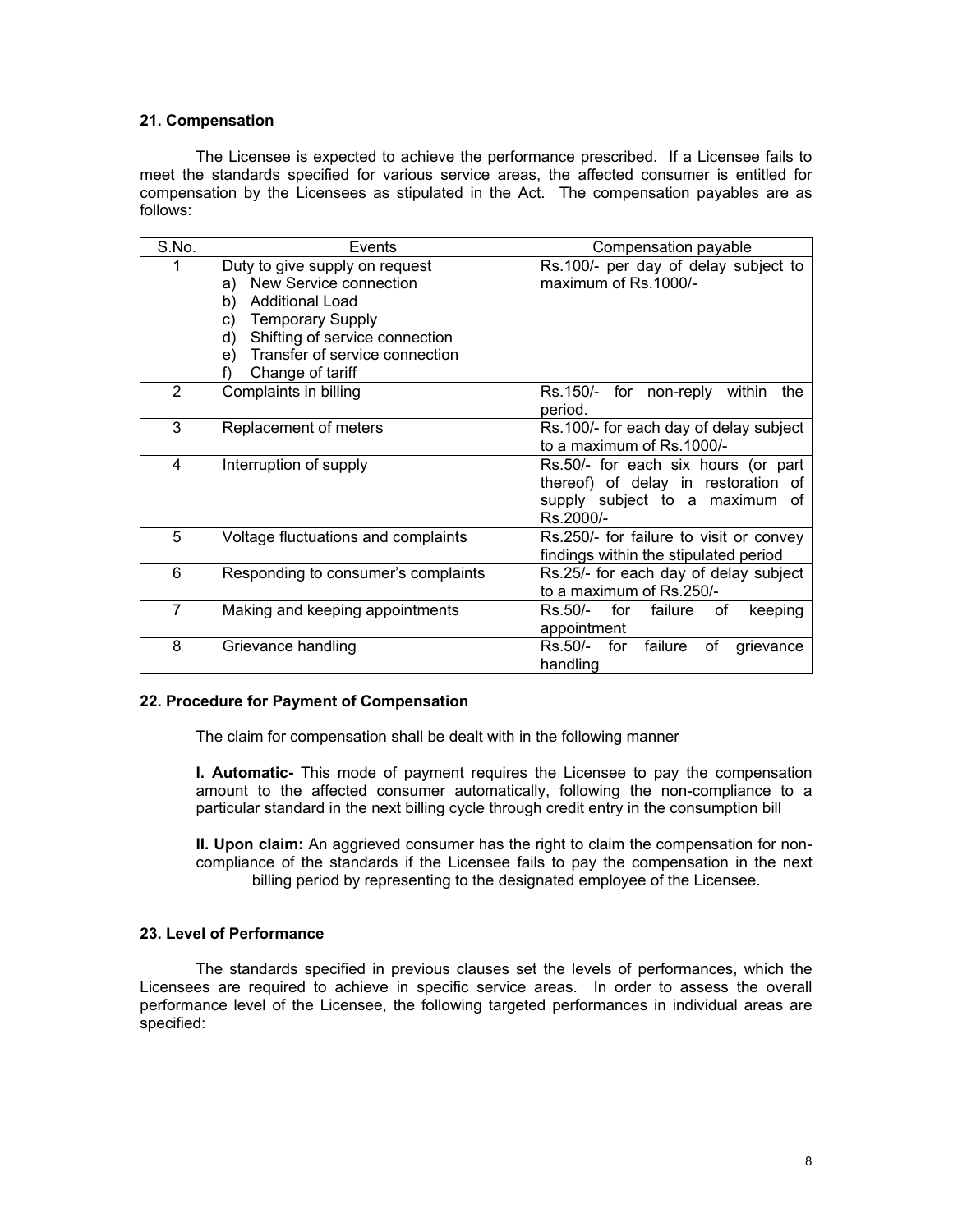### 21. Compensation

The Licensee is expected to achieve the performance prescribed. If a Licensee fails to meet the standards specified for various service areas, the affected consumer is entitled for compensation by the Licensees as stipulated in the Act. The compensation payables are as follows:

| S.No. | Events | Compensation payable |
|---|---|---|
| 1 | Duty to give supply on request<br>a) New Service connection<br>b) Additional Load<br>c) Temporary Supply<br>d) Shifting of service connection<br>e) Transfer of service connection<br>f) Change of tariff | Rs.100/- per day of delay subject to maximum of Rs.1000/- |
| 2 | Complaints in billing | Rs.150/- for non-reply within the period. |
| 3 | Replacement of meters | Rs.100/- for each day of delay subject to a maximum of Rs.1000/- |
| 4 | Interruption of supply | Rs.50/- for each six hours (or part thereof) of delay in restoration of supply subject to a maximum of Rs.2000/- |
| 5 | Voltage fluctuations and complaints | Rs.250/- for failure to visit or convey findings within the stipulated period |
| 6 | Responding to consumer's complaints | Rs.25/- for each day of delay subject to a maximum of Rs.250/- |
| 7 | Making and keeping appointments | Rs.50/- for failure of keeping appointment |
| 8 | Grievance handling | Rs.50/- for failure of grievance handling |

### 22. Procedure for Payment of Compensation

The claim for compensation shall be dealt with in the following manner

**I. Automatic-** This mode of payment requires the Licensee to pay the compensation amount to the affected consumer automatically, following the non-compliance to a particular standard in the next billing cycle through credit entry in the consumption bill

**II. Upon claim:** An aggrieved consumer has the right to claim the compensation for non-compliance of the standards if the Licensee fails to pay the compensation in the next billing period by representing to the designated employee of the Licensee.

### 23. Level of Performance

The standards specified in previous clauses set the levels of performances, which the Licensees are required to achieve in specific service areas. In order to assess the overall performance level of the Licensee, the following targeted performances in individual areas are specified: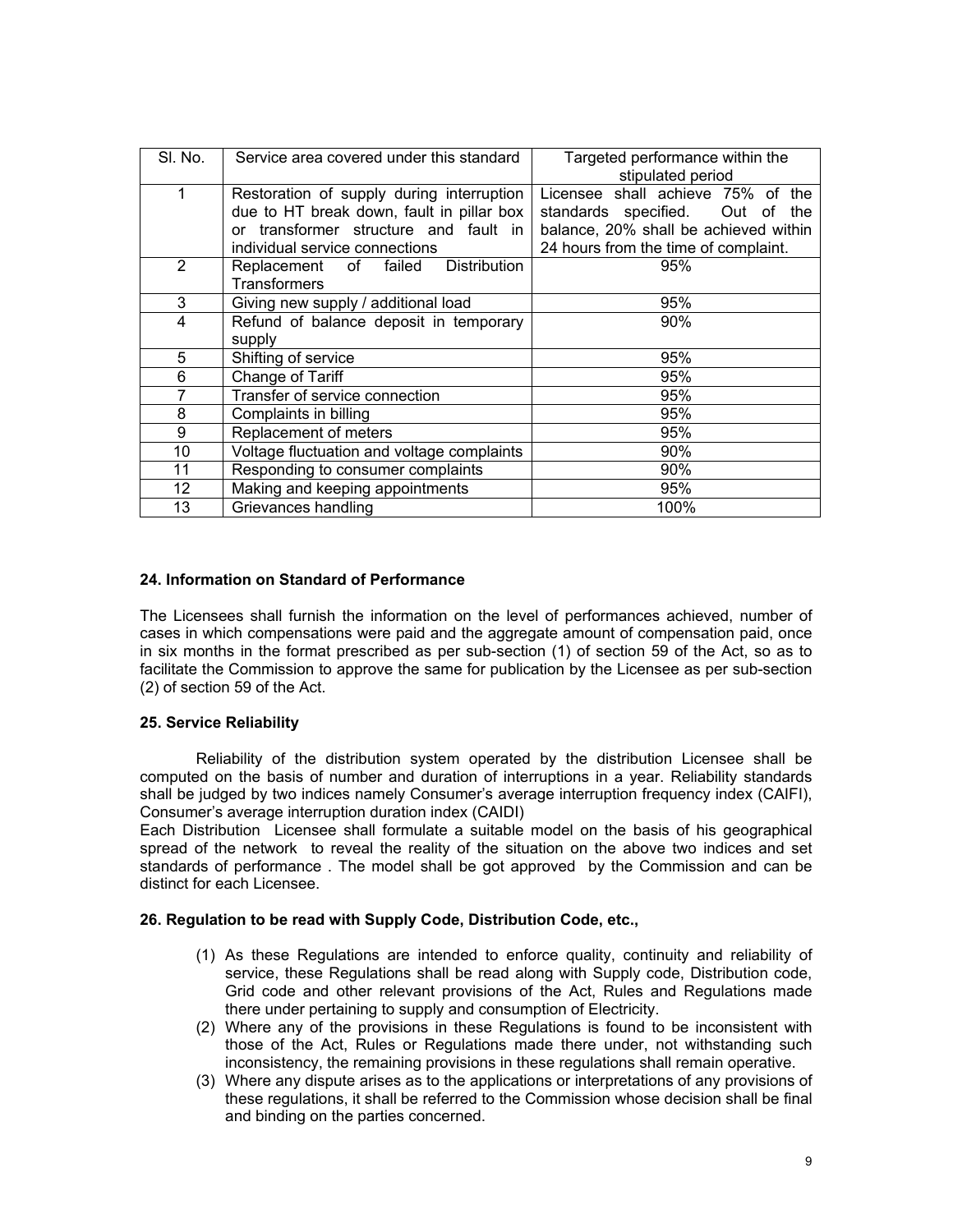| Sl. No. | Service area covered under this standard | Targeted performance within the stipulated period |
|---|---|---|
| 1 | Restoration of supply during interruption due to HT break down, fault in pillar box or transformer structure and fault in individual service connections | Licensee shall achieve 75% of the standards specified. Out of the balance, 20% shall be achieved within 24 hours from the time of complaint. |
| 2 | Replacement of failed Distribution Transformers | 95% |
| 3 | Giving new supply / additional load | 95% |
| 4 | Refund of balance deposit in temporary supply | 90% |
| 5 | Shifting of service | 95% |
| 6 | Change of Tariff | 95% |
| 7 | Transfer of service connection | 95% |
| 8 | Complaints in billing | 95% |
| 9 | Replacement of meters | 95% |
| 10 | Voltage fluctuation and voltage complaints | 90% |
| 11 | Responding to consumer complaints | 90% |
| 12 | Making and keeping appointments | 95% |
| 13 | Grievances handling | 100% |

**24. Information on Standard of Performance**

The Licensees shall furnish the information on the level of performances achieved, number of cases in which compensations were paid and the aggregate amount of compensation paid, once in six months in the format prescribed as per sub-section (1) of section 59 of the Act, so as to facilitate the Commission to approve the same for publication by the Licensee as per sub-section (2) of section 59 of the Act.

**25. Service Reliability**

Reliability of the distribution system operated by the distribution Licensee shall be computed on the basis of number and duration of interruptions in a year. Reliability standards shall be judged by two indices namely Consumer's average interruption frequency index (CAIFI), Consumer's average interruption duration index (CAIDI)

Each Distribution Licensee shall formulate a suitable model on the basis of his geographical spread of the network to reveal the reality of the situation on the above two indices and set standards of performance . The model shall be got approved by the Commission and can be distinct for each Licensee.

**26. Regulation to be read with Supply Code, Distribution Code, etc.,**

(1) As these Regulations are intended to enforce quality, continuity and reliability of service, these Regulations shall be read along with Supply code, Distribution code, Grid code and other relevant provisions of the Act, Rules and Regulations made there under pertaining to supply and consumption of Electricity.

(2) Where any of the provisions in these Regulations is found to be inconsistent with those of the Act, Rules or Regulations made there under, not withstanding such inconsistency, the remaining provisions in these regulations shall remain operative.

(3) Where any dispute arises as to the applications or interpretations of any provisions of these regulations, it shall be referred to the Commission whose decision shall be final and binding on the parties concerned.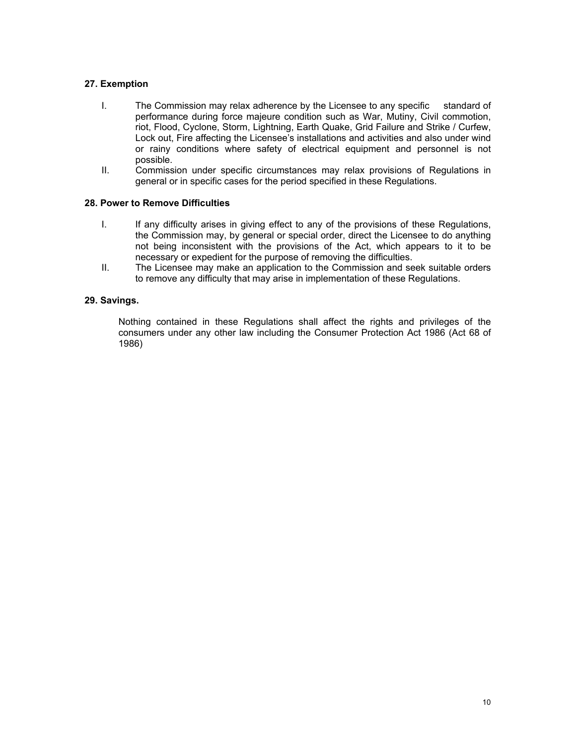### 27. Exemption

I. The Commission may relax adherence by the Licensee to any specific standard of performance during force majeure condition such as War, Mutiny, Civil commotion, riot, Flood, Cyclone, Storm, Lightning, Earth Quake, Grid Failure and Strike / Curfew, Lock out, Fire affecting the Licensee's installations and activities and also under wind or rainy conditions where safety of electrical equipment and personnel is not possible.

II. Commission under specific circumstances may relax provisions of Regulations in general or in specific cases for the period specified in these Regulations.

### 28. Power to Remove Difficulties

I. If any difficulty arises in giving effect to any of the provisions of these Regulations, the Commission may, by general or special order, direct the Licensee to do anything not being inconsistent with the provisions of the Act, which appears to it to be necessary or expedient for the purpose of removing the difficulties.

II. The Licensee may make an application to the Commission and seek suitable orders to remove any difficulty that may arise in implementation of these Regulations.

### 29. Savings.

Nothing contained in these Regulations shall affect the rights and privileges of the consumers under any other law including the Consumer Protection Act 1986 (Act 68 of 1986)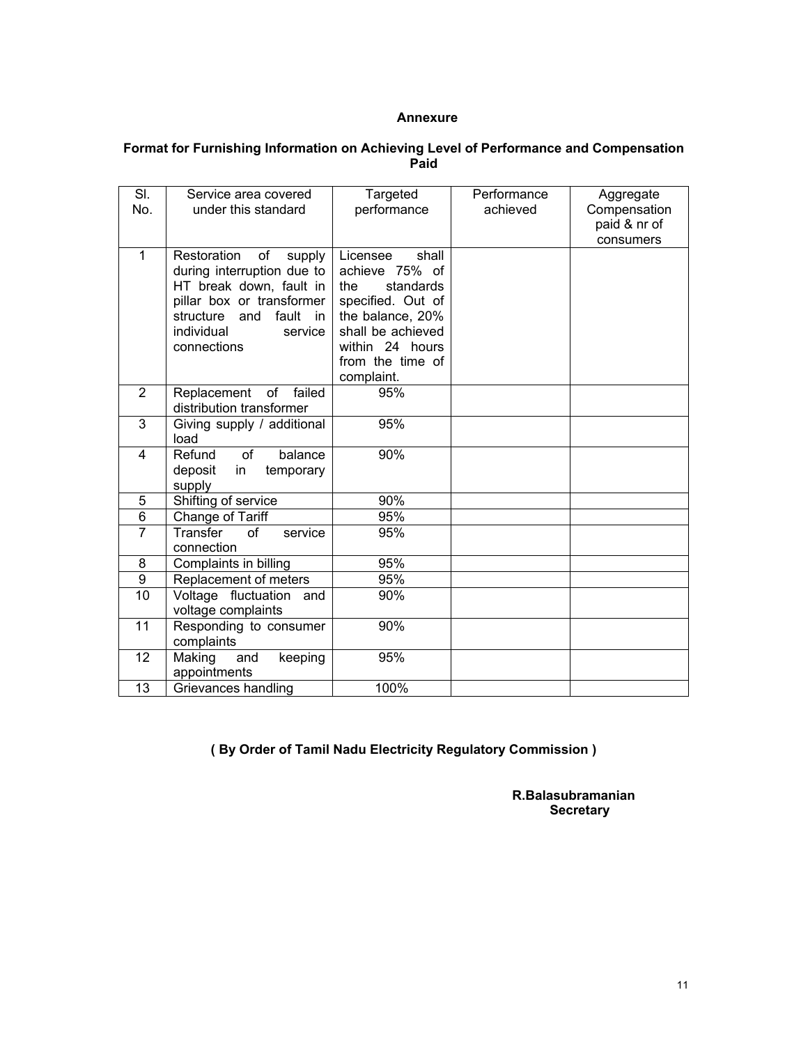**Annexure**

**Format for Furnishing Information on Achieving Level of Performance and Compensation Paid**

| Sl. No. | Service area covered under this standard | Targeted performance | Performance achieved | Aggregate Compensation paid & nr of consumers |
|---|---|---|---|---|
| 1 | Restoration of supply during interruption due to HT break down, fault in pillar box or transformer structure and fault in individual service connections | Licensee shall achieve 75% of the standards specified. Out of the balance, 20% shall be achieved within 24 hours from the time of complaint. | | |
| 2 | Replacement of failed distribution transformer | 95% | | |
| 3 | Giving supply / additional load | 95% | | |
| 4 | Refund of balance deposit in temporary supply | 90% | | |
| 5 | Shifting of service | 90% | | |
| 6 | Change of Tariff | 95% | | |
| 7 | Transfer of service connection | 95% | | |
| 8 | Complaints in billing | 95% | | |
| 9 | Replacement of meters | 95% | | |
| 10 | Voltage fluctuation and voltage complaints | 90% | | |
| 11 | Responding to consumer complaints | 90% | | |
| 12 | Making and keeping appointments | 95% | | |
| 13 | Grievances handling | 100% | | |

**( By Order of Tamil Nadu Electricity Regulatory Commission )**

**R.Balasubramanian**
**Secretary**